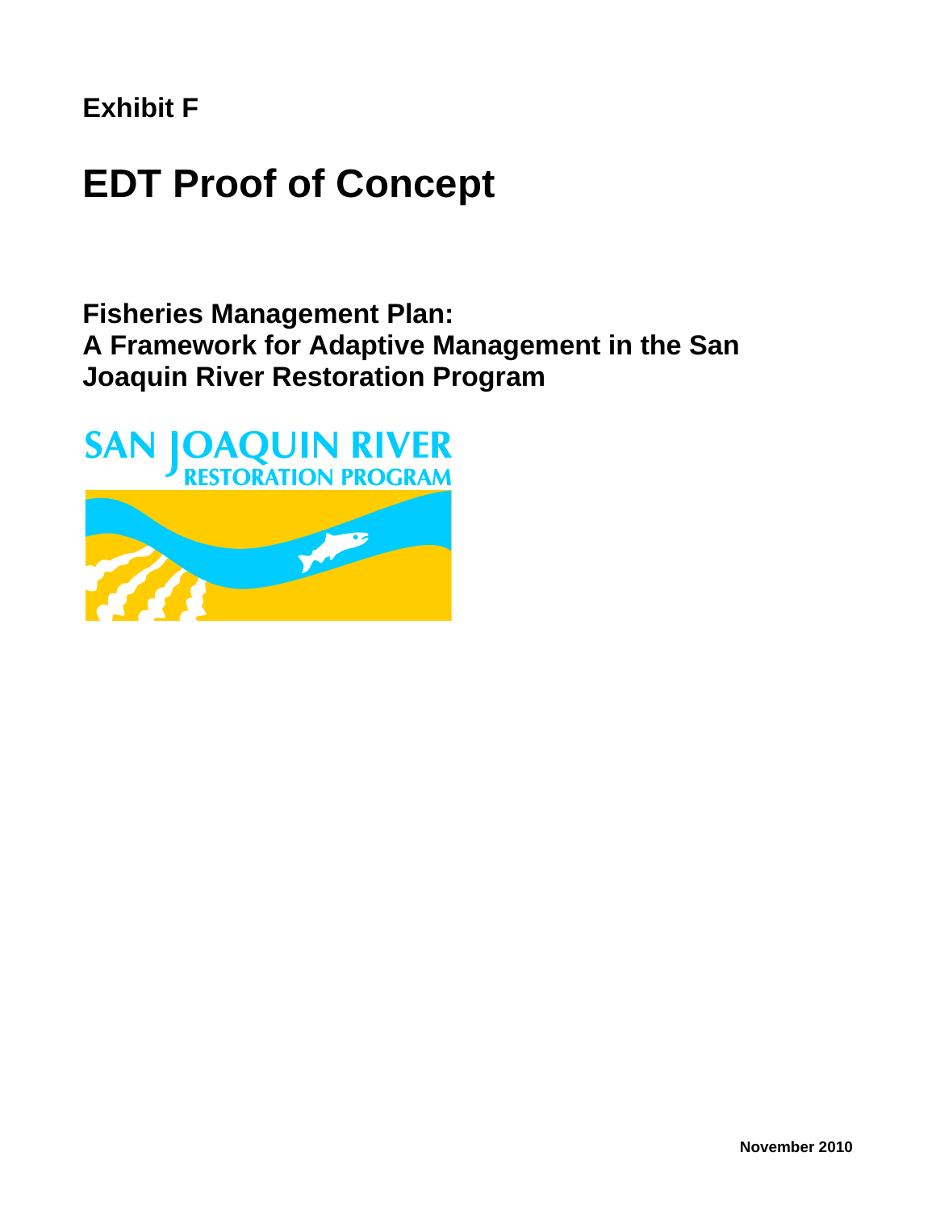**Exhibit F**

# EDT Proof of Concept

## Fisheries Management Plan: A Framework for Adaptive Management in the San Joaquin River Restoration Program

SAN JOAQUIN RIVER RESTORATION PROGRAM

November 2010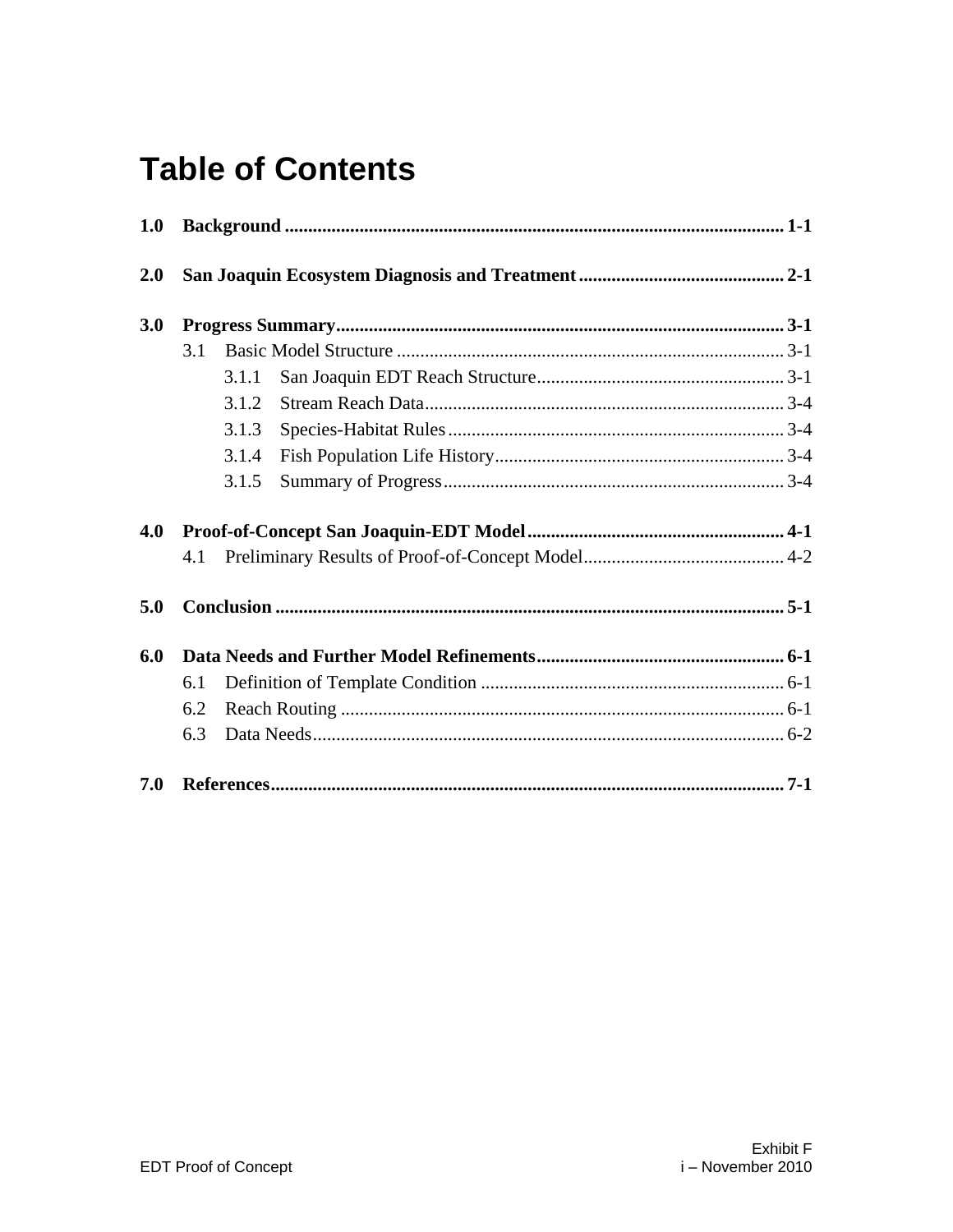# Table of Contents

**1.0 Background** .......... **1-1**

**2.0 San Joaquin Ecosystem Diagnosis and Treatment** .......... **2-1**

**3.0 Progress Summary** .......... **3-1**

- 3.1 Basic Model Structure .......... 3-1
  - 3.1.1 San Joaquin EDT Reach Structure .......... 3-1
  - 3.1.2 Stream Reach Data .......... 3-4
  - 3.1.3 Species-Habitat Rules .......... 3-4
  - 3.1.4 Fish Population Life History .......... 3-4
  - 3.1.5 Summary of Progress .......... 3-4

**4.0 Proof-of-Concept San Joaquin-EDT Model** .......... **4-1**

- 4.1 Preliminary Results of Proof-of-Concept Model .......... 4-2

**5.0 Conclusion** .......... **5-1**

**6.0 Data Needs and Further Model Refinements** .......... **6-1**

- 6.1 Definition of Template Condition .......... 6-1
- 6.2 Reach Routing .......... 6-1
- 6.3 Data Needs .......... 6-2

**7.0 References** .......... **7-1**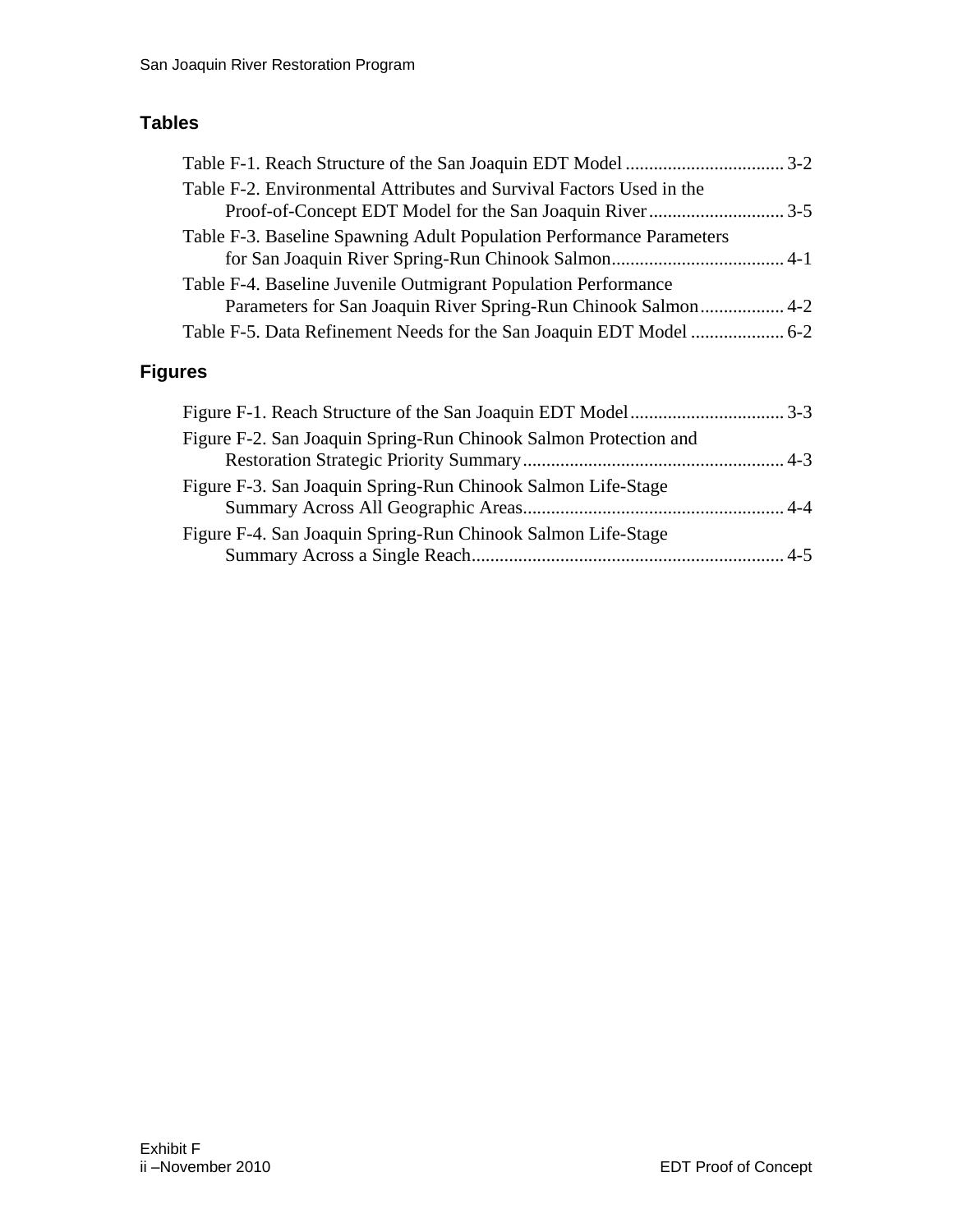## Tables

Table F-1. Reach Structure of the San Joaquin EDT Model .................................. 3-2
Table F-2. Environmental Attributes and Survival Factors Used in the Proof-of-Concept EDT Model for the San Joaquin River ............................. 3-5
Table F-3. Baseline Spawning Adult Population Performance Parameters for San Joaquin River Spring-Run Chinook Salmon..................................... 4-1
Table F-4. Baseline Juvenile Outmigrant Population Performance Parameters for San Joaquin River Spring-Run Chinook Salmon.................. 4-2
Table F-5. Data Refinement Needs for the San Joaquin EDT Model .................... 6-2

## Figures

Figure F-1. Reach Structure of the San Joaquin EDT Model................................. 3-3
Figure F-2. San Joaquin Spring-Run Chinook Salmon Protection and Restoration Strategic Priority Summary........................................................ 4-3
Figure F-3. San Joaquin Spring-Run Chinook Salmon Life-Stage Summary Across All Geographic Areas........................................................ 4-4
Figure F-4. San Joaquin Spring-Run Chinook Salmon Life-Stage Summary Across a Single Reach................................................................... 4-5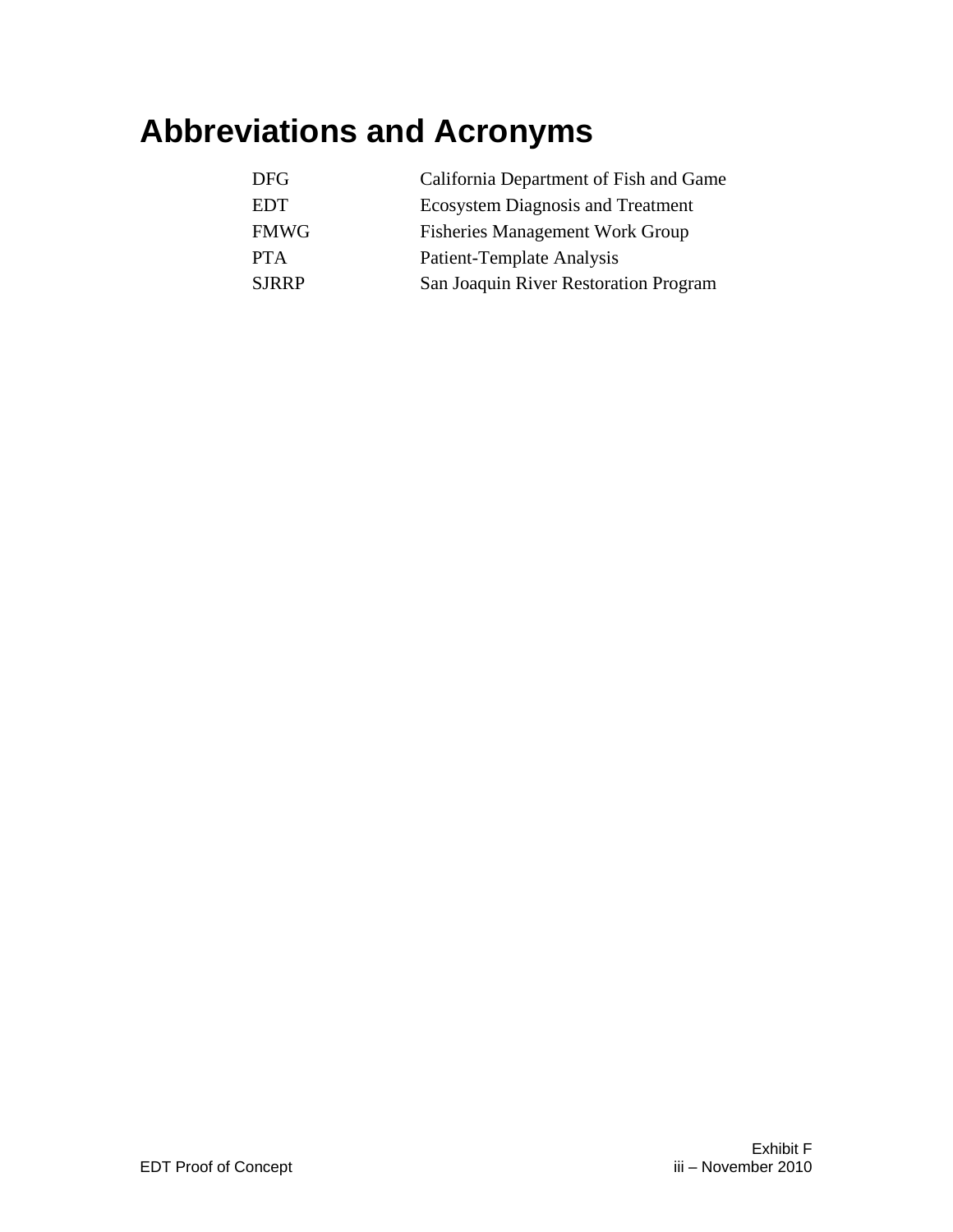# Abbreviations and Acronyms

| | |
|---|---|
| DFG | California Department of Fish and Game |
| EDT | Ecosystem Diagnosis and Treatment |
| FMWG | Fisheries Management Work Group |
| PTA | Patient-Template Analysis |
| SJRRP | San Joaquin River Restoration Program |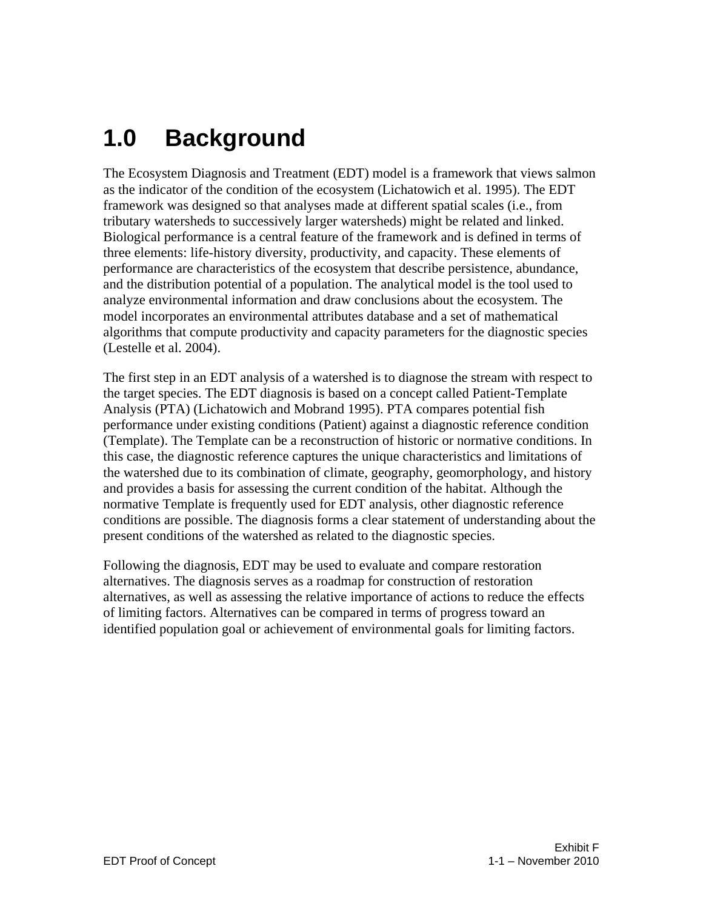# 1.0 Background

The Ecosystem Diagnosis and Treatment (EDT) model is a framework that views salmon as the indicator of the condition of the ecosystem (Lichatowich et al. 1995). The EDT framework was designed so that analyses made at different spatial scales (i.e., from tributary watersheds to successively larger watersheds) might be related and linked. Biological performance is a central feature of the framework and is defined in terms of three elements: life-history diversity, productivity, and capacity. These elements of performance are characteristics of the ecosystem that describe persistence, abundance, and the distribution potential of a population. The analytical model is the tool used to analyze environmental information and draw conclusions about the ecosystem. The model incorporates an environmental attributes database and a set of mathematical algorithms that compute productivity and capacity parameters for the diagnostic species (Lestelle et al. 2004).

The first step in an EDT analysis of a watershed is to diagnose the stream with respect to the target species. The EDT diagnosis is based on a concept called Patient-Template Analysis (PTA) (Lichatowich and Mobrand 1995). PTA compares potential fish performance under existing conditions (Patient) against a diagnostic reference condition (Template). The Template can be a reconstruction of historic or normative conditions. In this case, the diagnostic reference captures the unique characteristics and limitations of the watershed due to its combination of climate, geography, geomorphology, and history and provides a basis for assessing the current condition of the habitat. Although the normative Template is frequently used for EDT analysis, other diagnostic reference conditions are possible. The diagnosis forms a clear statement of understanding about the present conditions of the watershed as related to the diagnostic species.

Following the diagnosis, EDT may be used to evaluate and compare restoration alternatives. The diagnosis serves as a roadmap for construction of restoration alternatives, as well as assessing the relative importance of actions to reduce the effects of limiting factors. Alternatives can be compared in terms of progress toward an identified population goal or achievement of environmental goals for limiting factors.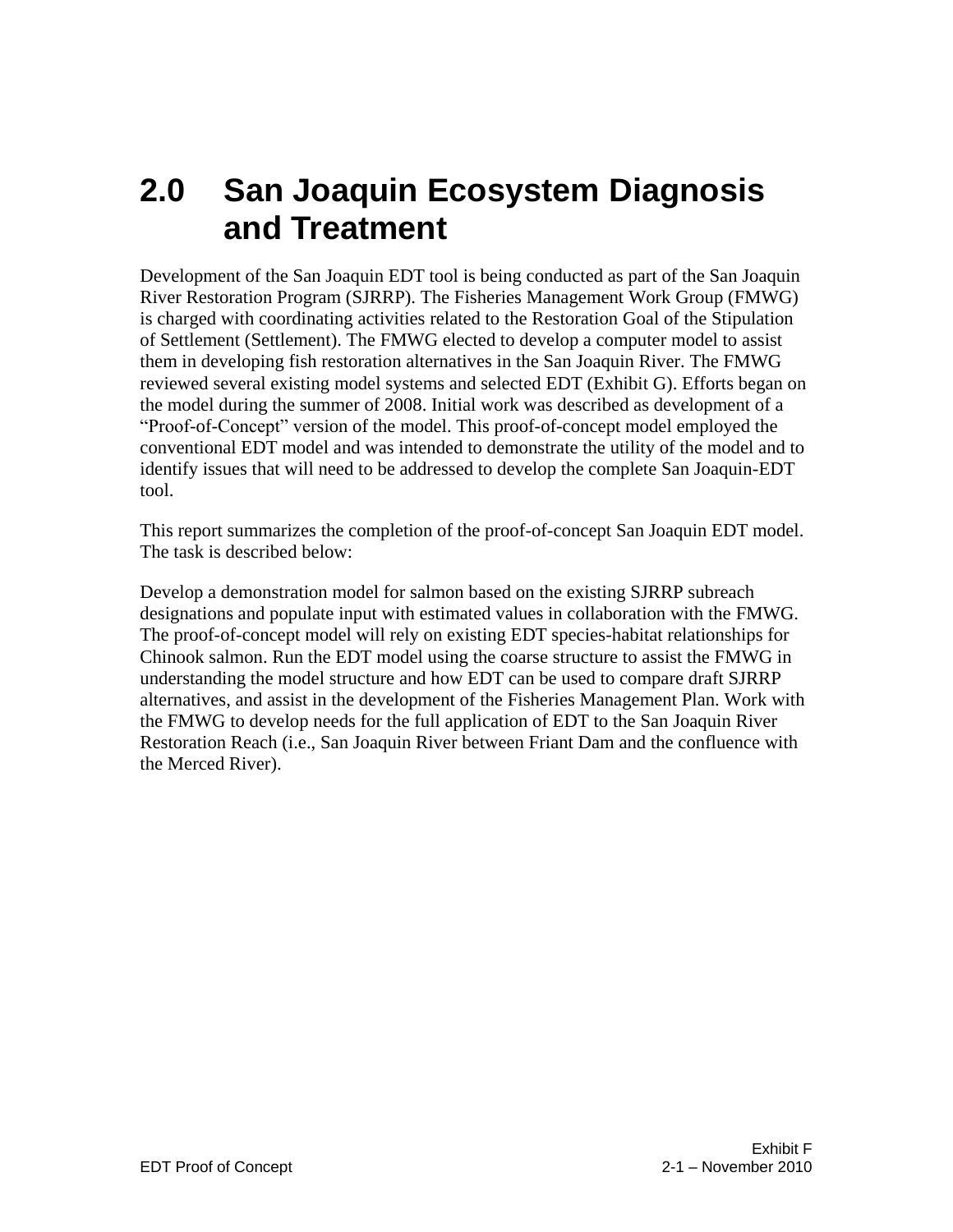# 2.0 San Joaquin Ecosystem Diagnosis and Treatment

Development of the San Joaquin EDT tool is being conducted as part of the San Joaquin River Restoration Program (SJRRP). The Fisheries Management Work Group (FMWG) is charged with coordinating activities related to the Restoration Goal of the Stipulation of Settlement (Settlement). The FMWG elected to develop a computer model to assist them in developing fish restoration alternatives in the San Joaquin River. The FMWG reviewed several existing model systems and selected EDT (Exhibit G). Efforts began on the model during the summer of 2008. Initial work was described as development of a "Proof-of-Concept" version of the model. This proof-of-concept model employed the conventional EDT model and was intended to demonstrate the utility of the model and to identify issues that will need to be addressed to develop the complete San Joaquin-EDT tool.

This report summarizes the completion of the proof-of-concept San Joaquin EDT model. The task is described below:

Develop a demonstration model for salmon based on the existing SJRRP subreach designations and populate input with estimated values in collaboration with the FMWG. The proof-of-concept model will rely on existing EDT species-habitat relationships for Chinook salmon. Run the EDT model using the coarse structure to assist the FMWG in understanding the model structure and how EDT can be used to compare draft SJRRP alternatives, and assist in the development of the Fisheries Management Plan. Work with the FMWG to develop needs for the full application of EDT to the San Joaquin River Restoration Reach (i.e., San Joaquin River between Friant Dam and the confluence with the Merced River).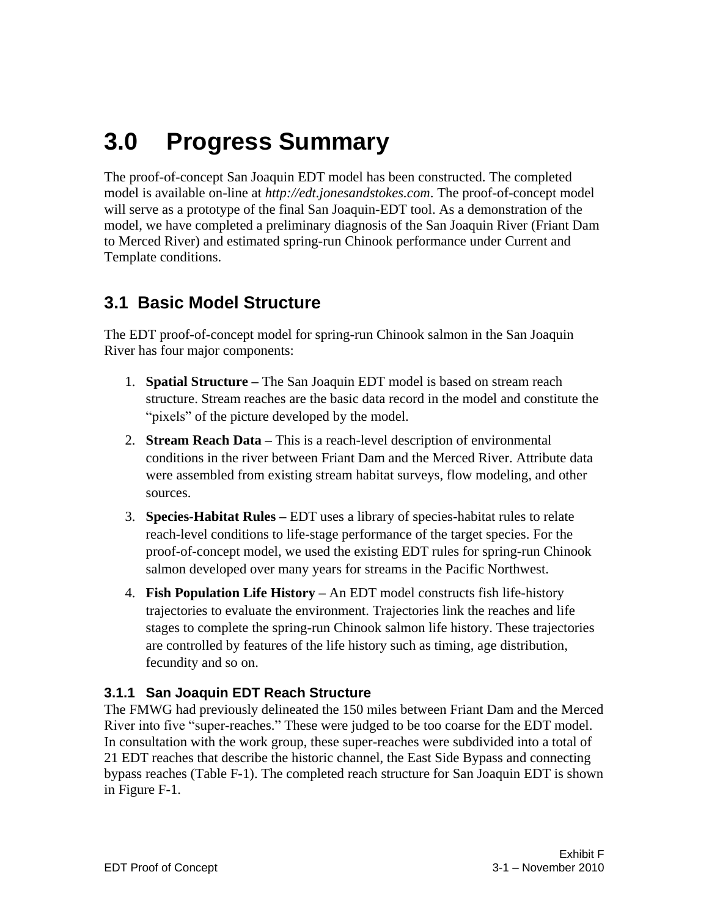# 3.0 Progress Summary

The proof-of-concept San Joaquin EDT model has been constructed. The completed model is available on-line at *http://edt.jonesandstokes.com*. The proof-of-concept model will serve as a prototype of the final San Joaquin-EDT tool. As a demonstration of the model, we have completed a preliminary diagnosis of the San Joaquin River (Friant Dam to Merced River) and estimated spring-run Chinook performance under Current and Template conditions.

## 3.1 Basic Model Structure

The EDT proof-of-concept model for spring-run Chinook salmon in the San Joaquin River has four major components:

1. **Spatial Structure –** The San Joaquin EDT model is based on stream reach structure. Stream reaches are the basic data record in the model and constitute the "pixels" of the picture developed by the model.
2. **Stream Reach Data –** This is a reach-level description of environmental conditions in the river between Friant Dam and the Merced River. Attribute data were assembled from existing stream habitat surveys, flow modeling, and other sources.
3. **Species-Habitat Rules –** EDT uses a library of species-habitat rules to relate reach-level conditions to life-stage performance of the target species. For the proof-of-concept model, we used the existing EDT rules for spring-run Chinook salmon developed over many years for streams in the Pacific Northwest.
4. **Fish Population Life History –** An EDT model constructs fish life-history trajectories to evaluate the environment. Trajectories link the reaches and life stages to complete the spring-run Chinook salmon life history. These trajectories are controlled by features of the life history such as timing, age distribution, fecundity and so on.

### 3.1.1 San Joaquin EDT Reach Structure

The FMWG had previously delineated the 150 miles between Friant Dam and the Merced River into five "super-reaches." These were judged to be too coarse for the EDT model. In consultation with the work group, these super-reaches were subdivided into a total of 21 EDT reaches that describe the historic channel, the East Side Bypass and connecting bypass reaches (Table F-1). The completed reach structure for San Joaquin EDT is shown in Figure F-1.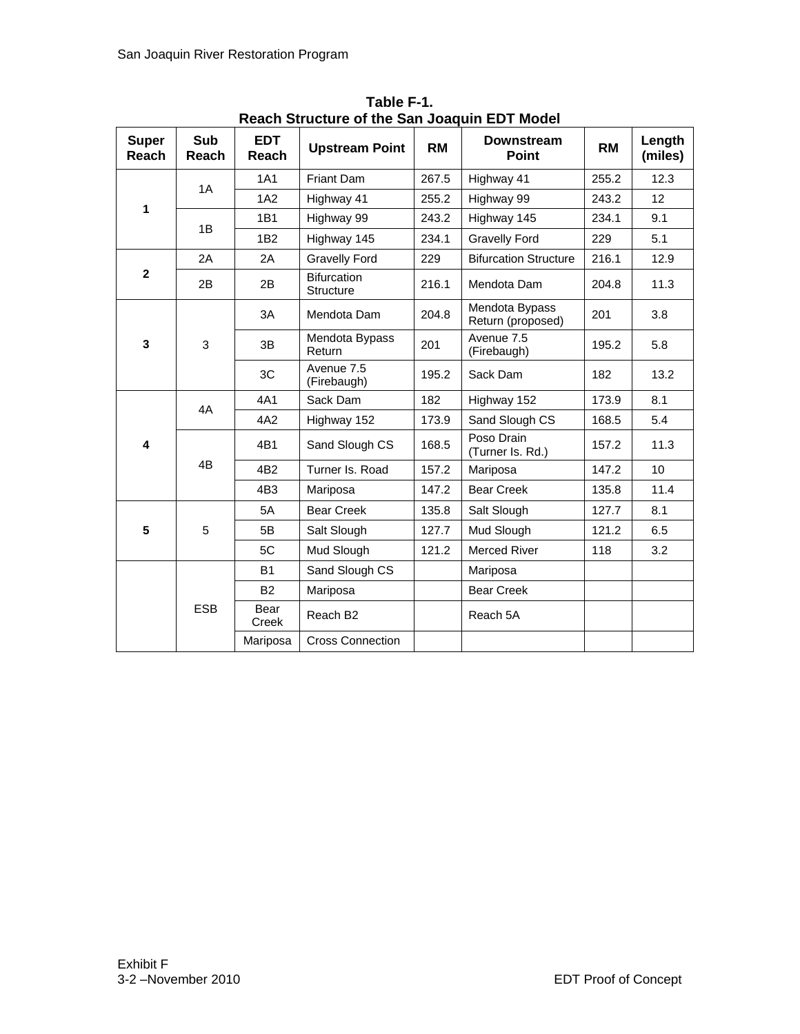**Table F-1.**
**Reach Structure of the San Joaquin EDT Model**

| Super Reach | Sub Reach | EDT Reach | Upstream Point | RM | Downstream Point | RM | Length (miles) |
|---|---|---|---|---|---|---|---|
| **1** | 1A | 1A1 | Friant Dam | 267.5 | Highway 41 | 255.2 | 12.3 |
| | | 1A2 | Highway 41 | 255.2 | Highway 99 | 243.2 | 12 |
| | 1B | 1B1 | Highway 99 | 243.2 | Highway 145 | 234.1 | 9.1 |
| | | 1B2 | Highway 145 | 234.1 | Gravelly Ford | 229 | 5.1 |
| **2** | 2A | 2A | Gravelly Ford | 229 | Bifurcation Structure | 216.1 | 12.9 |
| | 2B | 2B | Bifurcation Structure | 216.1 | Mendota Dam | 204.8 | 11.3 |
| **3** | 3 | 3A | Mendota Dam | 204.8 | Mendota Bypass Return (proposed) | 201 | 3.8 |
| | | 3B | Mendota Bypass Return | 201 | Avenue 7.5 (Firebaugh) | 195.2 | 5.8 |
| | | 3C | Avenue 7.5 (Firebaugh) | 195.2 | Sack Dam | 182 | 13.2 |
| **4** | 4A | 4A1 | Sack Dam | 182 | Highway 152 | 173.9 | 8.1 |
| | | 4A2 | Highway 152 | 173.9 | Sand Slough CS | 168.5 | 5.4 |
| | 4B | 4B1 | Sand Slough CS | 168.5 | Poso Drain (Turner Is. Rd.) | 157.2 | 11.3 |
| | | 4B2 | Turner Is. Road | 157.2 | Mariposa | 147.2 | 10 |
| | | 4B3 | Mariposa | 147.2 | Bear Creek | 135.8 | 11.4 |
| **5** | 5 | 5A | Bear Creek | 135.8 | Salt Slough | 127.7 | 8.1 |
| | | 5B | Salt Slough | 127.7 | Mud Slough | 121.2 | 6.5 |
| | | 5C | Mud Slough | 121.2 | Merced River | 118 | 3.2 |
| | ESB | B1 | Sand Slough CS | | Mariposa | | |
| | | B2 | Mariposa | | Bear Creek | | |
| | | Bear Creek | Reach B2 | | Reach 5A | | |
| | | Mariposa | Cross Connection | | | | |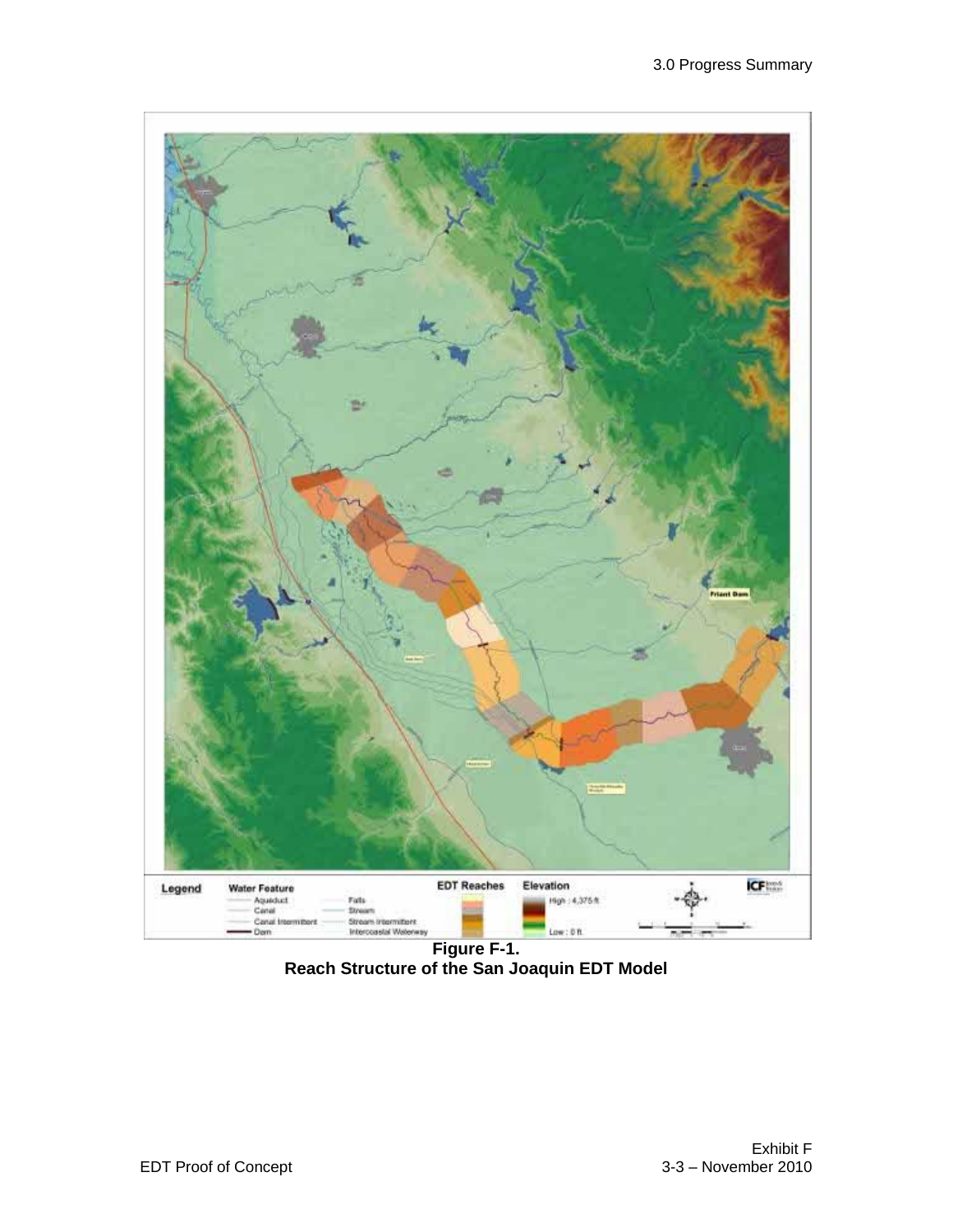**Figure F-1.**
**Reach Structure of the San Joaquin EDT Model**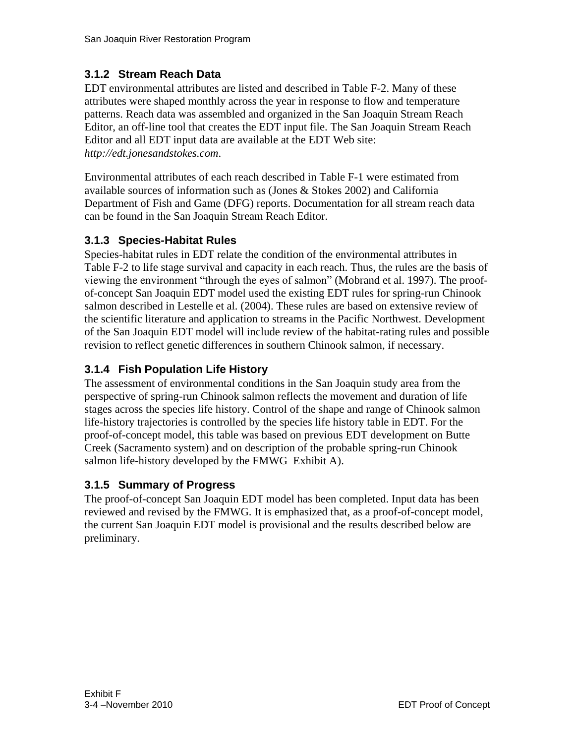### 3.1.2 Stream Reach Data

EDT environmental attributes are listed and described in Table F-2. Many of these attributes were shaped monthly across the year in response to flow and temperature patterns. Reach data was assembled and organized in the San Joaquin Stream Reach Editor, an off-line tool that creates the EDT input file. The San Joaquin Stream Reach Editor and all EDT input data are available at the EDT Web site: *http://edt.jonesandstokes.com*.

Environmental attributes of each reach described in Table F-1 were estimated from available sources of information such as (Jones & Stokes 2002) and California Department of Fish and Game (DFG) reports. Documentation for all stream reach data can be found in the San Joaquin Stream Reach Editor.

### 3.1.3 Species-Habitat Rules

Species-habitat rules in EDT relate the condition of the environmental attributes in Table F-2 to life stage survival and capacity in each reach. Thus, the rules are the basis of viewing the environment "through the eyes of salmon" (Mobrand et al. 1997). The proof-of-concept San Joaquin EDT model used the existing EDT rules for spring-run Chinook salmon described in Lestelle et al. (2004). These rules are based on extensive review of the scientific literature and application to streams in the Pacific Northwest. Development of the San Joaquin EDT model will include review of the habitat-rating rules and possible revision to reflect genetic differences in southern Chinook salmon, if necessary.

### 3.1.4 Fish Population Life History

The assessment of environmental conditions in the San Joaquin study area from the perspective of spring-run Chinook salmon reflects the movement and duration of life stages across the species life history. Control of the shape and range of Chinook salmon life-history trajectories is controlled by the species life history table in EDT. For the proof-of-concept model, this table was based on previous EDT development on Butte Creek (Sacramento system) and on description of the probable spring-run Chinook salmon life-history developed by the FMWG Exhibit A).

### 3.1.5 Summary of Progress

The proof-of-concept San Joaquin EDT model has been completed. Input data has been reviewed and revised by the FMWG. It is emphasized that, as a proof-of-concept model, the current San Joaquin EDT model is provisional and the results described below are preliminary.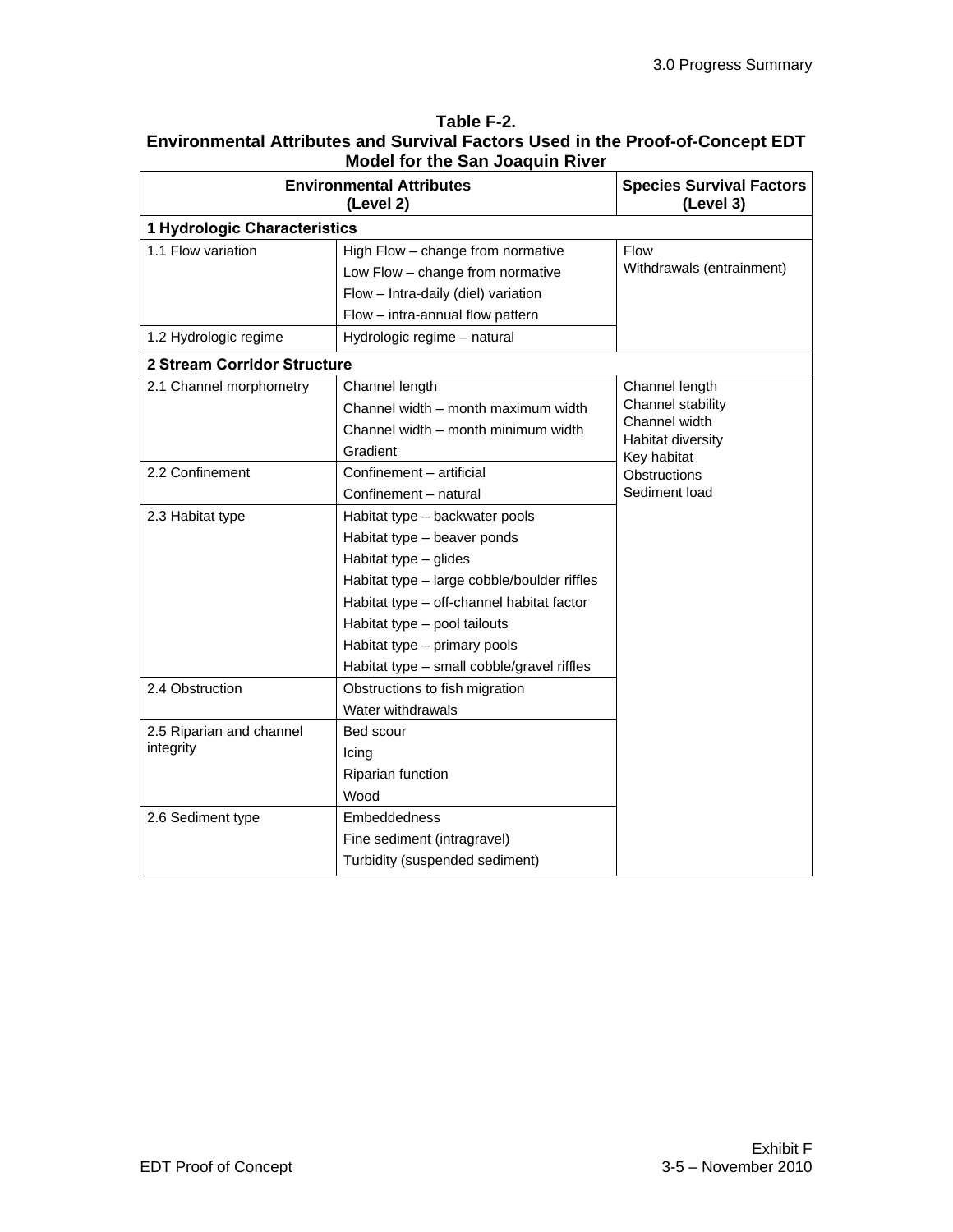**Table F-2.**
**Environmental Attributes and Survival Factors Used in the Proof-of-Concept EDT Model for the San Joaquin River**

| Environmental Attributes (Level 2) | | Species Survival Factors (Level 3) |
|---|---|---|
| **1 Hydrologic Characteristics** | | |
| 1.1 Flow variation | High Flow – change from normative<br>Low Flow – change from normative<br>Flow – Intra-daily (diel) variation<br>Flow – intra-annual flow pattern | Flow<br>Withdrawals (entrainment) |
| 1.2 Hydrologic regime | Hydrologic regime – natural | |
| **2 Stream Corridor Structure** | | |
| 2.1 Channel morphometry | Channel length<br>Channel width – month maximum width<br>Channel width – month minimum width<br>Gradient | Channel length<br>Channel stability<br>Channel width<br>Habitat diversity<br>Key habitat<br>Obstructions<br>Sediment load |
| 2.2 Confinement | Confinement – artificial<br>Confinement – natural | |
| 2.3 Habitat type | Habitat type – backwater pools<br>Habitat type – beaver ponds<br>Habitat type – glides<br>Habitat type – large cobble/boulder riffles<br>Habitat type – off-channel habitat factor<br>Habitat type – pool tailouts<br>Habitat type – primary pools<br>Habitat type – small cobble/gravel riffles | |
| 2.4 Obstruction | Obstructions to fish migration<br>Water withdrawals | |
| 2.5 Riparian and channel integrity | Bed scour<br>Icing<br>Riparian function<br>Wood | |
| 2.6 Sediment type | Embeddedness<br>Fine sediment (intragravel)<br>Turbidity (suspended sediment) | |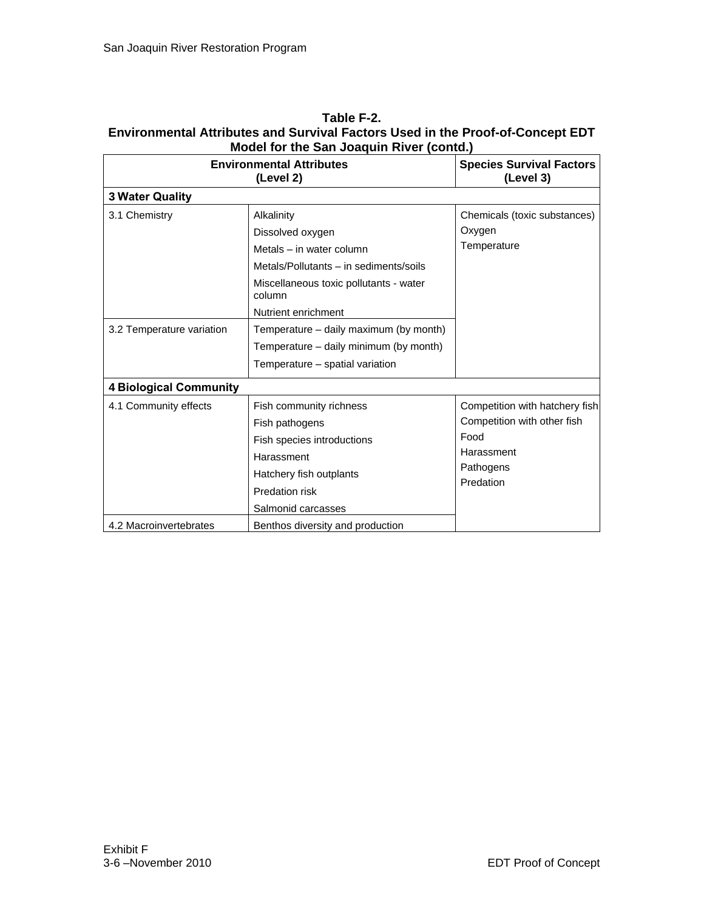**Table F-2.**
**Environmental Attributes and Survival Factors Used in the Proof-of-Concept EDT Model for the San Joaquin River (contd.)**

| Environmental Attributes (Level 2) | | Species Survival Factors (Level 3) |
|---|---|---|
| **3 Water Quality** | | |
| 3.1 Chemistry | Alkalinity<br>Dissolved oxygen<br>Metals – in water column<br>Metals/Pollutants – in sediments/soils<br>Miscellaneous toxic pollutants - water column<br>Nutrient enrichment | Chemicals (toxic substances)<br>Oxygen<br>Temperature |
| 3.2 Temperature variation | Temperature – daily maximum (by month)<br>Temperature – daily minimum (by month)<br>Temperature – spatial variation | |
| **4 Biological Community** | | |
| 4.1 Community effects | Fish community richness<br>Fish pathogens<br>Fish species introductions<br>Harassment<br>Hatchery fish outplants<br>Predation risk<br>Salmonid carcasses | Competition with hatchery fish<br>Competition with other fish<br>Food<br>Harassment<br>Pathogens<br>Predation |
| 4.2 Macroinvertebrates | Benthos diversity and production | |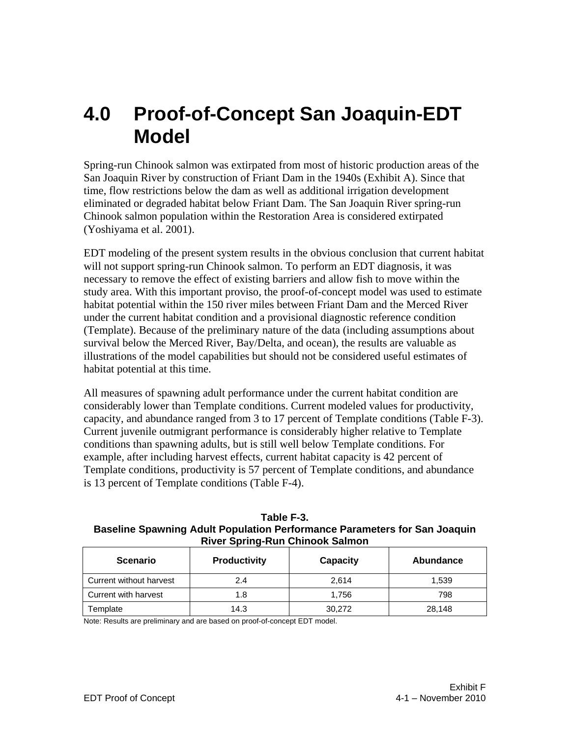# 4.0 Proof-of-Concept San Joaquin-EDT Model

Spring-run Chinook salmon was extirpated from most of historic production areas of the San Joaquin River by construction of Friant Dam in the 1940s (Exhibit A). Since that time, flow restrictions below the dam as well as additional irrigation development eliminated or degraded habitat below Friant Dam. The San Joaquin River spring-run Chinook salmon population within the Restoration Area is considered extirpated (Yoshiyama et al. 2001).

EDT modeling of the present system results in the obvious conclusion that current habitat will not support spring-run Chinook salmon. To perform an EDT diagnosis, it was necessary to remove the effect of existing barriers and allow fish to move within the study area. With this important proviso, the proof-of-concept model was used to estimate habitat potential within the 150 river miles between Friant Dam and the Merced River under the current habitat condition and a provisional diagnostic reference condition (Template). Because of the preliminary nature of the data (including assumptions about survival below the Merced River, Bay/Delta, and ocean), the results are valuable as illustrations of the model capabilities but should not be considered useful estimates of habitat potential at this time.

All measures of spawning adult performance under the current habitat condition are considerably lower than Template conditions. Current modeled values for productivity, capacity, and abundance ranged from 3 to 17 percent of Template conditions (Table F-3). Current juvenile outmigrant performance is considerably higher relative to Template conditions than spawning adults, but is still well below Template conditions. For example, after including harvest effects, current habitat capacity is 42 percent of Template conditions, productivity is 57 percent of Template conditions, and abundance is 13 percent of Template conditions (Table F-4).

**Table F-3.**
**Baseline Spawning Adult Population Performance Parameters for San Joaquin River Spring-Run Chinook Salmon**

| Scenario | Productivity | Capacity | Abundance |
|---|---|---|---|
| Current without harvest | 2.4 | 2,614 | 1,539 |
| Current with harvest | 1.8 | 1,756 | 798 |
| Template | 14.3 | 30,272 | 28,148 |

Note: Results are preliminary and are based on proof-of-concept EDT model.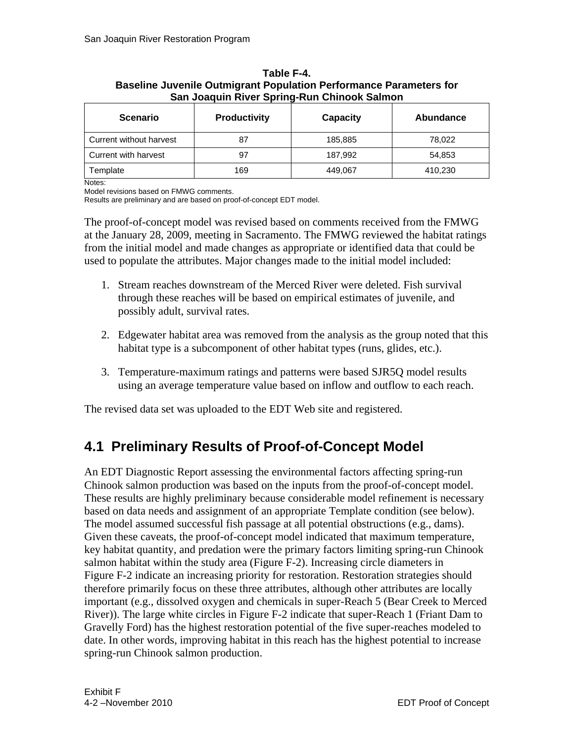**Table F-4.**
**Baseline Juvenile Outmigrant Population Performance Parameters for San Joaquin River Spring-Run Chinook Salmon**

| Scenario | Productivity | Capacity | Abundance |
|---|---|---|---|
| Current without harvest | 87 | 185,885 | 78,022 |
| Current with harvest | 97 | 187,992 | 54,853 |
| Template | 169 | 449,067 | 410,230 |

Notes:
Model revisions based on FMWG comments.
Results are preliminary and are based on proof-of-concept EDT model.

The proof-of-concept model was revised based on comments received from the FMWG at the January 28, 2009, meeting in Sacramento. The FMWG reviewed the habitat ratings from the initial model and made changes as appropriate or identified data that could be used to populate the attributes. Major changes made to the initial model included:

1. Stream reaches downstream of the Merced River were deleted. Fish survival through these reaches will be based on empirical estimates of juvenile, and possibly adult, survival rates.

2. Edgewater habitat area was removed from the analysis as the group noted that this habitat type is a subcomponent of other habitat types (runs, glides, etc.).

3. Temperature-maximum ratings and patterns were based SJR5Q model results using an average temperature value based on inflow and outflow to each reach.

The revised data set was uploaded to the EDT Web site and registered.

## 4.1 Preliminary Results of Proof-of-Concept Model

An EDT Diagnostic Report assessing the environmental factors affecting spring-run Chinook salmon production was based on the inputs from the proof-of-concept model. These results are highly preliminary because considerable model refinement is necessary based on data needs and assignment of an appropriate Template condition (see below). The model assumed successful fish passage at all potential obstructions (e.g., dams). Given these caveats, the proof-of-concept model indicated that maximum temperature, key habitat quantity, and predation were the primary factors limiting spring-run Chinook salmon habitat within the study area (Figure F-2). Increasing circle diameters in Figure F-2 indicate an increasing priority for restoration. Restoration strategies should therefore primarily focus on these three attributes, although other attributes are locally important (e.g., dissolved oxygen and chemicals in super-Reach 5 (Bear Creek to Merced River)). The large white circles in Figure F-2 indicate that super-Reach 1 (Friant Dam to Gravelly Ford) has the highest restoration potential of the five super-reaches modeled to date. In other words, improving habitat in this reach has the highest potential to increase spring-run Chinook salmon production.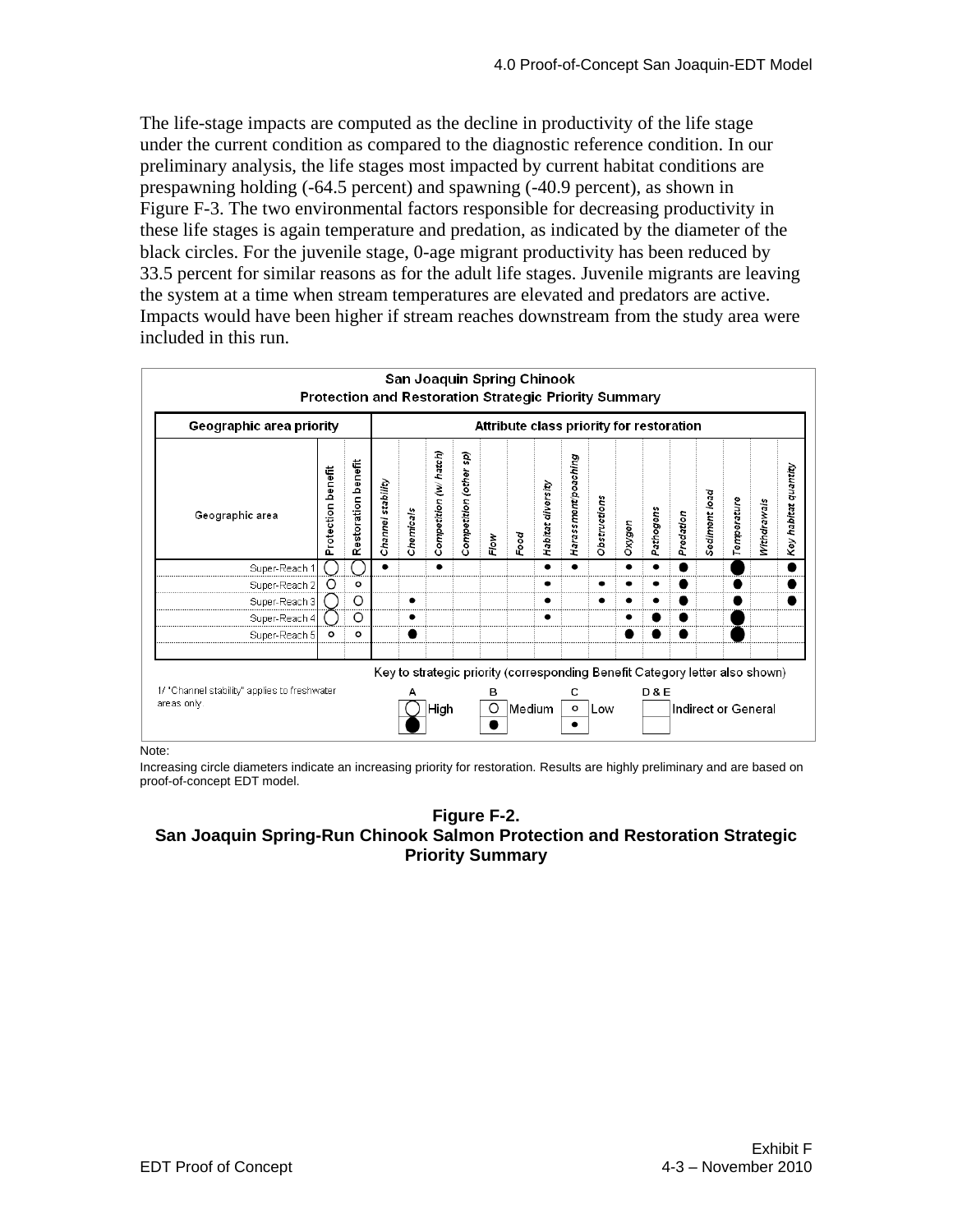The life-stage impacts are computed as the decline in productivity of the life stage under the current condition as compared to the diagnostic reference condition. In our preliminary analysis, the life stages most impacted by current habitat conditions are prespawning holding (-64.5 percent) and spawning (-40.9 percent), as shown in Figure F-3. The two environmental factors responsible for decreasing productivity in these life stages is again temperature and predation, as indicated by the diameter of the black circles. For the juvenile stage, 0-age migrant productivity has been reduced by 33.5 percent for similar reasons as for the adult life stages. Juvenile migrants are leaving the system at a time when stream temperatures are elevated and predators are active. Impacts would have been higher if stream reaches downstream from the study area were included in this run.

**San Joaquin Spring Chinook**
**Protection and Restoration Strategic Priority Summary**

| Geographic area priority | | | Attribute class priority for restoration | | | | | | | | | | | | | | | | | |
|---|---|---|---|---|---|---|---|---|---|---|---|---|---|---|---|---|---|---|---|---|
| Geographic area | Protection benefit | Restoration benefit | Channel stability | Chemicals | Competition (w/ hatch) | Competition (other sp) | Flow | Food | Habitat diversity | Harassment/poaching | Obstructions | Oxygen | Pathogens | Predation | Sediment load | Temperature | Withdrawals | Key habitat quantity |
| Super-Reach 1 | ◯ | ◯ | • | | • | | | | • | • | | • | • | ● | | ⬤ | | ● |
| Super-Reach 2 | ○ | ∘ | | | | | | | • | | • | • | • | ● | | ● | | ● |
| Super-Reach 3 | ◯ | ○ | | • | | | | | • | | • | • | • | ● | | ● | | ● |
| Super-Reach 4 | ◯ | ○ | | • | | | | | • | | | • | ● | ● | | ⬤ | | |
| Super-Reach 5 | ∘ | ∘ | | ● | | | | | | | | ● | ● | ● | | ⬤ | | |

Key to strategic priority (corresponding Benefit Category letter also shown)

1/ "Channel stability" applies to freshwater areas only

A: ◯ / ⬤ High; B: ○ / ● Medium; C: ∘ / • Low; D & E: (blank) Indirect or General

Note:

Increasing circle diameters indicate an increasing priority for restoration. Results are highly preliminary and are based on proof-of-concept EDT model.

**Figure F-2.**
**San Joaquin Spring-Run Chinook Salmon Protection and Restoration Strategic Priority Summary**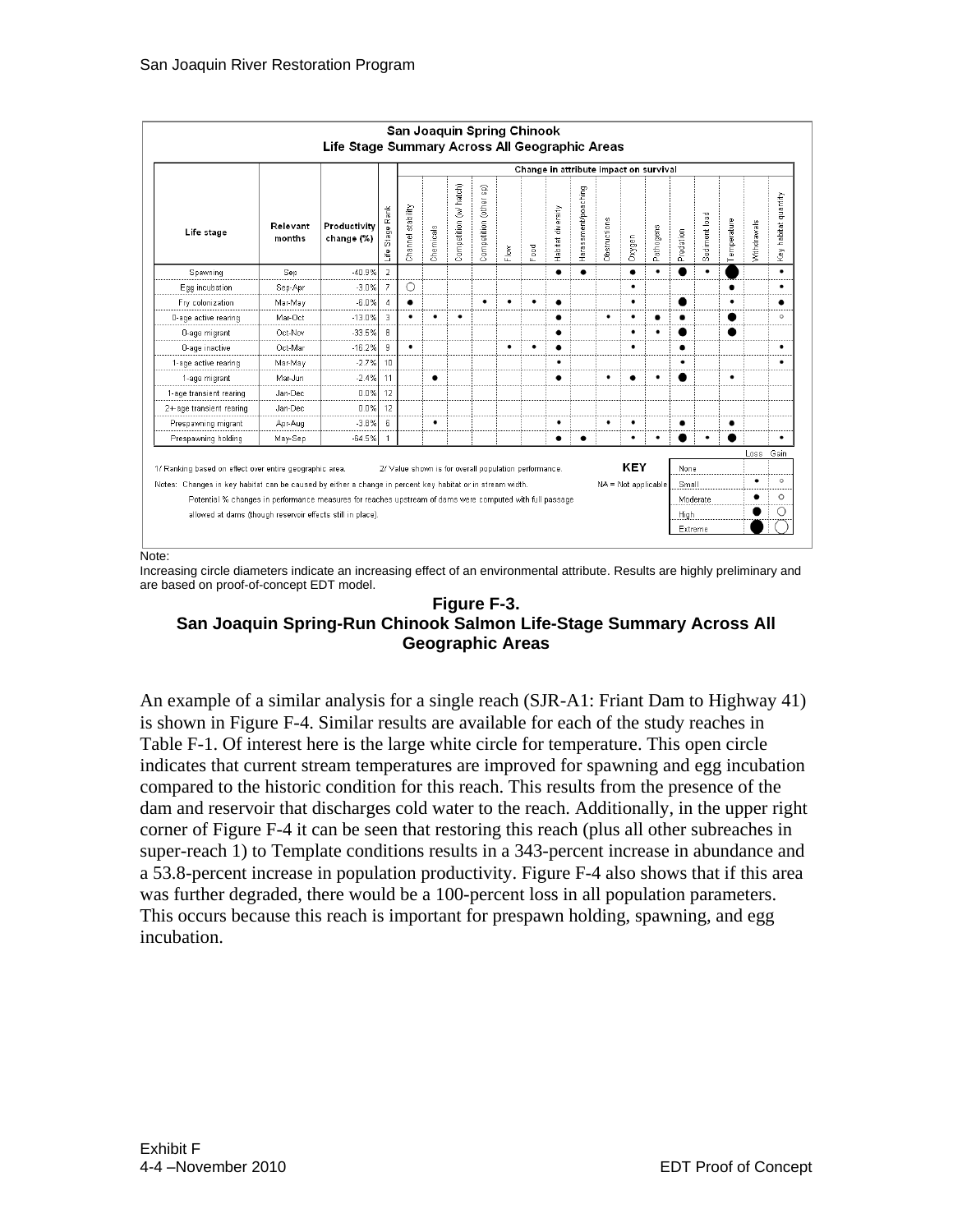**San Joaquin Spring Chinook**
**Life Stage Summary Across All Geographic Areas**

| Life stage | Relevant months | Productivity change (%) | Life Stage Rank | Channel stability | Chemicals | Competition (w/ hatch) | Competition (other sp) | Flow | Food | Habitat diversity | Harassment/poaching | Obstructions | Oxygen | Pathogens | Predation | Sediment load | Temperature | Withdrawals | Key habitat quantity |
|---|---|---|---|---|---|---|---|---|---|---|---|---|---|---|---|---|---|---|---|
| | | | | Change in attribute impact on survival | | | | | | | | | | | | | | | |
| Spawning | Sep | -40.9% | 2 | | | | | | | ● | ● | | ● | • | ● | • | ● | | • |
| Egg incubation | Sep-Apr | -3.0% | 7 | ○ | | | | | | | | | • | | | | ● | | • |
| Fry colonization | Mar-May | -6.0% | 4 | ● | | | • | • | • | ● | | | • | | ● | | • | | ● |
| 0-age active rearing | Mar-Oct | -13.0% | 3 | • | • | • | | | | ● | | • | • | ● | ● | | ● | | ○ |
| 0-age migrant | Oct-Nov | -33.5% | 8 | | | | | | | ● | | | • | • | ● | | ● | | |
| 0-age inactive | Oct-Mar | -16.2% | 9 | • | | | | • | • | ● | | | • | | ● | | | | • |
| 1-age active rearing | Mar-May | -2.7% | 10 | | | | | | | • | | | | | • | | | | • |
| 1-age migrant | Mar-Jun | -2.4% | 11 | | ● | | | | | ● | | • | ● | • | ● | | • | | |
| 1-age transient rearing | Jan-Dec | 0.0% | 12 | | | | | | | | | | | | | | | | |
| 2+-age transient rearing | Jan-Dec | 0.0% | 12 | | | | | | | | | | | | | | | | |
| Prespawning migrant | Apr-Aug | -3.8% | 6 | | • | | | | | • | | • | • | | ● | | ● | | |
| Prespawning holding | May-Sep | -64.5% | 1 | | | | | | | ● | ● | | • | • | ● | • | ● | | • |

1/ Ranking based on effect over entire geographic area. 2/ Value shown is for overall population performance.

Notes: Changes in key habitat can be caused by either a change in percent key habitat or in stream width.

Potential % changes in performance measures for reaches upstream of dams were computed with full passage allowed at dams (though reservoir effects still in place).

KEY

NA = Not applicable

| | Loss | Gain |
|---|---|---|
| None | | |
| Small | • | ○ |
| Moderate | ● | ○ |
| High | ● | ○ |
| Extreme | ● | ○ |

Note:
Increasing circle diameters indicate an increasing effect of an environmental attribute. Results are highly preliminary and are based on proof-of-concept EDT model.

**Figure F-3.**
**San Joaquin Spring-Run Chinook Salmon Life-Stage Summary Across All Geographic Areas**

An example of a similar analysis for a single reach (SJR-A1: Friant Dam to Highway 41) is shown in Figure F-4. Similar results are available for each of the study reaches in Table F-1. Of interest here is the large white circle for temperature. This open circle indicates that current stream temperatures are improved for spawning and egg incubation compared to the historic condition for this reach. This results from the presence of the dam and reservoir that discharges cold water to the reach. Additionally, in the upper right corner of Figure F-4 it can be seen that restoring this reach (plus all other subreaches in super-reach 1) to Template conditions results in a 343-percent increase in abundance and a 53.8-percent increase in population productivity. Figure F-4 also shows that if this area was further degraded, there would be a 100-percent loss in all population parameters. This occurs because this reach is important for prespawn holding, spawning, and egg incubation.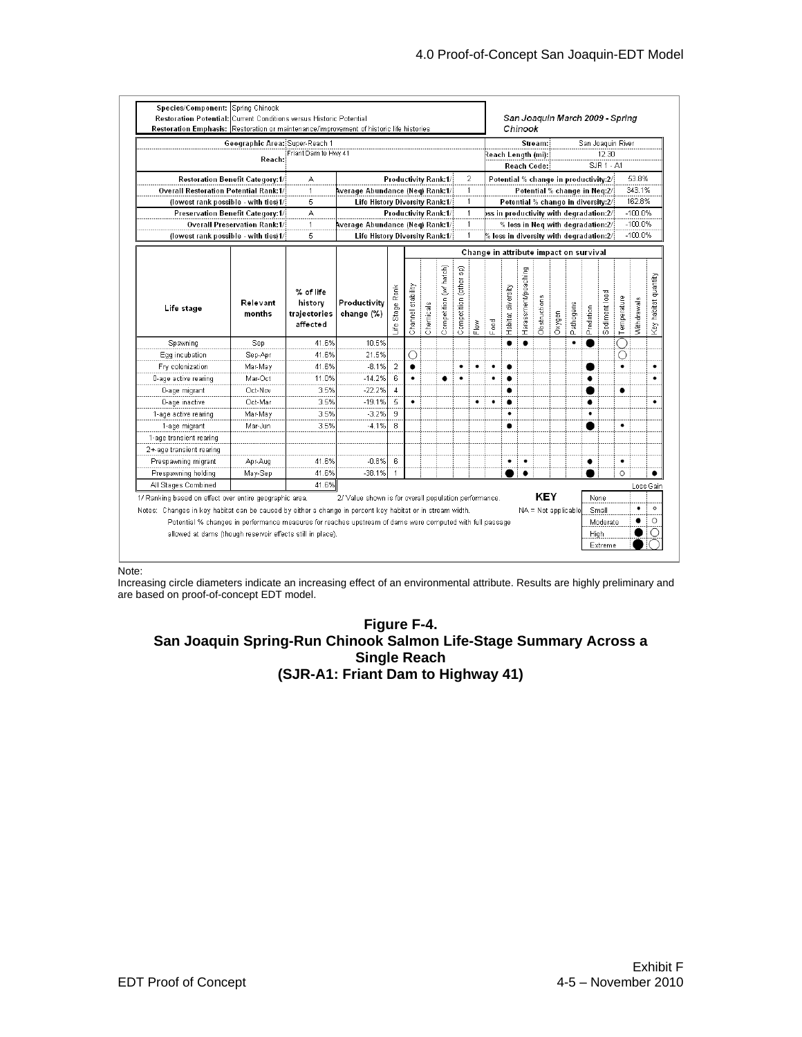| Species/Component: | Spring Chinook | | | San Joaquin March 2009 - Spring Chinook |
|---|---|---|---|---|
| Restoration Potential: | Current Conditions versus Historic Potential | | | |
| Restoration Emphasis: | Restoration or maintenance/improvement of historic life histories | | | |

| Geographic Area: | Super-Reach 1 | Stream: | San Joaquin River |
|---|---|---|---|
| Reach: | Friant Dam to Hwy 41 | Reach Length (mi): | 12.30 |
| | | Reach Code: | SJR 1 - A1 |

| | | | | | |
|---|---|---|---|---|---|
| Restoration Benefit Category:1/ | A | Productivity Rank:1/ | 2 | Potential % change in productivity:2/ | 53.8% |
| Overall Restoration Potential Rank:1/ | 1 | Average Abundance (Neq) Rank:1/ | 1 | Potential % change in Neq:2/ | 343.1% |
| (lowest rank possible - with ties)1/ | 5 | Life History Diversity Rank:1/ | 1 | Potential % change in diversity:2/ | 162.8% |
| Preservation Benefit Category:1/ | A | Productivity Rank:1/ | 1 | Loss in productivity with degradation:2/ | -100.0% |
| Overall Preservation Rank:1/ | 1 | Average Abundance (Neq) Rank:1/ | 1 | % loss in Neq with degradation:2/ | -100.0% |
| (lowest rank possible - with ties)1/ | 5 | Life History Diversity Rank:1/ | 1 | % loss in diversity with degradation:2/ | -100.0% |

| Life stage | Relevant months | % of life history trajectories affected | Productivity change (%) | Life Stage Rank | Channel stability | Chemicals | Competition (w/ hatch) | Competition (other sp) | Flow | Food | Habitat diversity | Harassment/poaching | Obstructions | Oxygen | Pathogens | Predation | Sediment load | Temperature | Withdrawals | Key habitat quantity |
|---|---|---|---|---|---|---|---|---|---|---|---|---|---|---|---|---|---|---|---|---|
| Spawning | Sep | 41.6% | 10.5% | | | | | | | | ● | ● | | | • | ⬤ | | ◯ | | |
| Egg incubation | Sep-Apr | 41.6% | 21.5% | | ◯ | | | | | | | | | | | | | ◯ | | |
| Fry colonization | Mar-May | 41.6% | -8.1% | 2 | ● | | | • | • | • | ● | | | | | ⬤ | | • | | • |
| 0-age active rearing | Mar-Oct | 11.0% | -14.2% | 6 | • | | ● | • | | • | ● | | | | | ● | | | | • |
| 0-age migrant | Oct-Nov | 3.5% | -22.2% | 4 | | | | | | | ● | | | | | ⬤ | | ● | | |
| 0-age inactive | Oct-Mar | 3.5% | -19.1% | 5 | • | | | | • | • | ● | | | | | ● | | | | • |
| 1-age active rearing | Mar-May | 3.5% | -3.2% | 9 | | | | | | | • | | | | | • | | | | |
| 1-age migrant | Mar-Jun | 3.5% | -4.1% | 8 | | | | | | | ● | | | | | ⬤ | | • | | |
| 1-age transient rearing | | | | | | | | | | | | | | | | | | | | |
| 2+-age transient rearing | | | | | | | | | | | | | | | | | | | | |
| Prespawning migrant | Apr-Aug | 41.6% | -0.8% | 6 | | | | | | | • | • | | | | ● | | • | | |
| Prespawning holding | May-Sep | 41.6% | -38.1% | 1 | | | | | | | ⬤ | ● | | | | ⬤ | | ○ | | ● |
| All Stages Combined | | 41.6% | | | | | | | | | | | | | | | | | | |

1/ Ranking based on effect over entire geographic area.
2/ Value shown is for overall population performance.

Notes: Changes in key habitat can be caused by either a change in percent key habitat or in stream width.
Potential % changes in performance measures for reaches upstream of dams were computed with full passage allowed at dams (though reservoir effects still in place).

**KEY**

NA = Not applicable

| | Loss | Gain |
|---|---|---|
| None | | |
| Small | • | ○ |
| Moderate | ● | ◯ |
| High | ⬤ | ◯ |
| Extreme | ⬤ | ◯ |

Note:
Increasing circle diameters indicate an increasing effect of an environmental attribute. Results are highly preliminary and are based on proof-of-concept EDT model.

**Figure F-4.**
**San Joaquin Spring-Run Chinook Salmon Life-Stage Summary Across a Single Reach**
**(SJR-A1: Friant Dam to Highway 41)**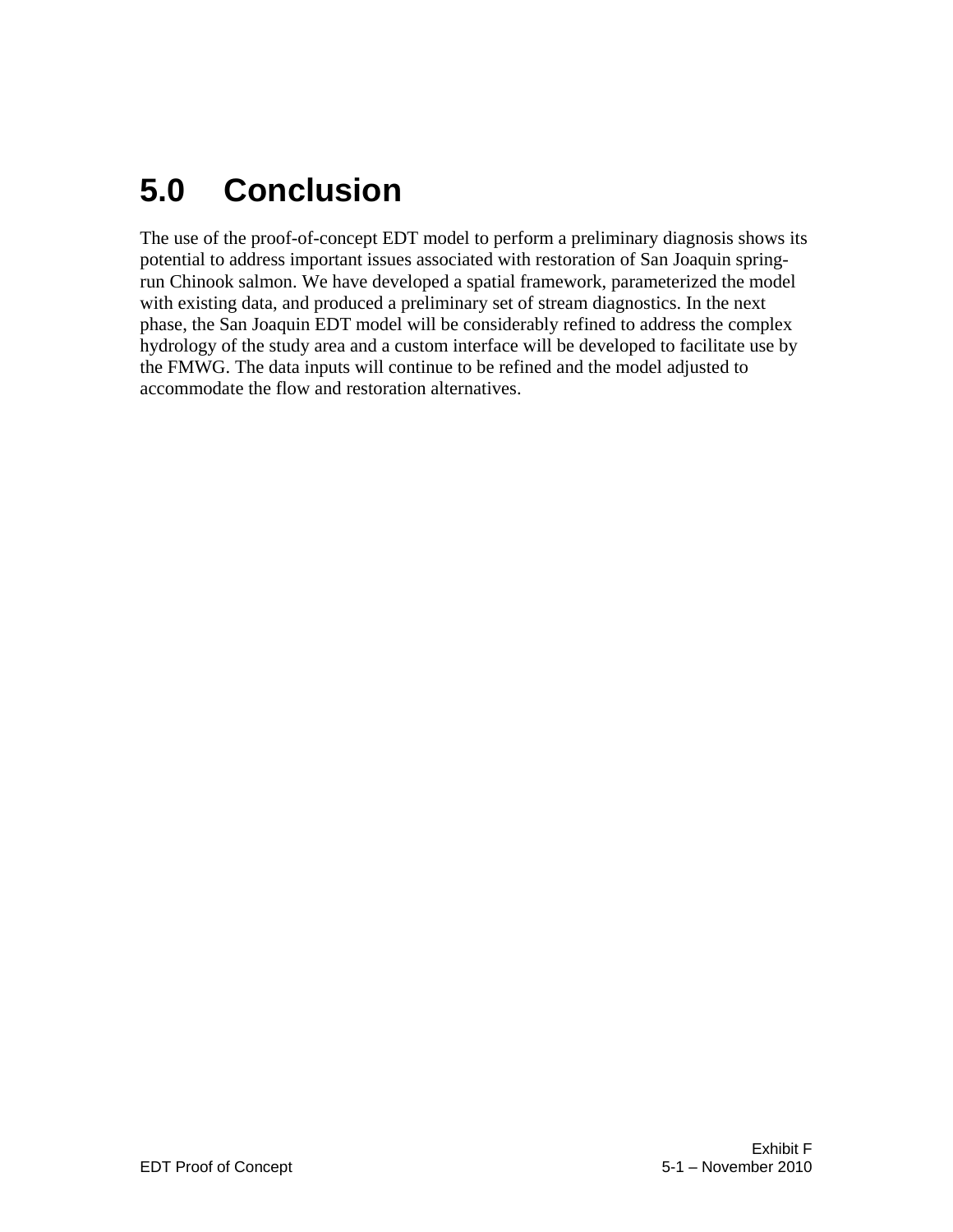# 5.0 Conclusion

The use of the proof-of-concept EDT model to perform a preliminary diagnosis shows its potential to address important issues associated with restoration of San Joaquin spring-run Chinook salmon. We have developed a spatial framework, parameterized the model with existing data, and produced a preliminary set of stream diagnostics. In the next phase, the San Joaquin EDT model will be considerably refined to address the complex hydrology of the study area and a custom interface will be developed to facilitate use by the FMWG. The data inputs will continue to be refined and the model adjusted to accommodate the flow and restoration alternatives.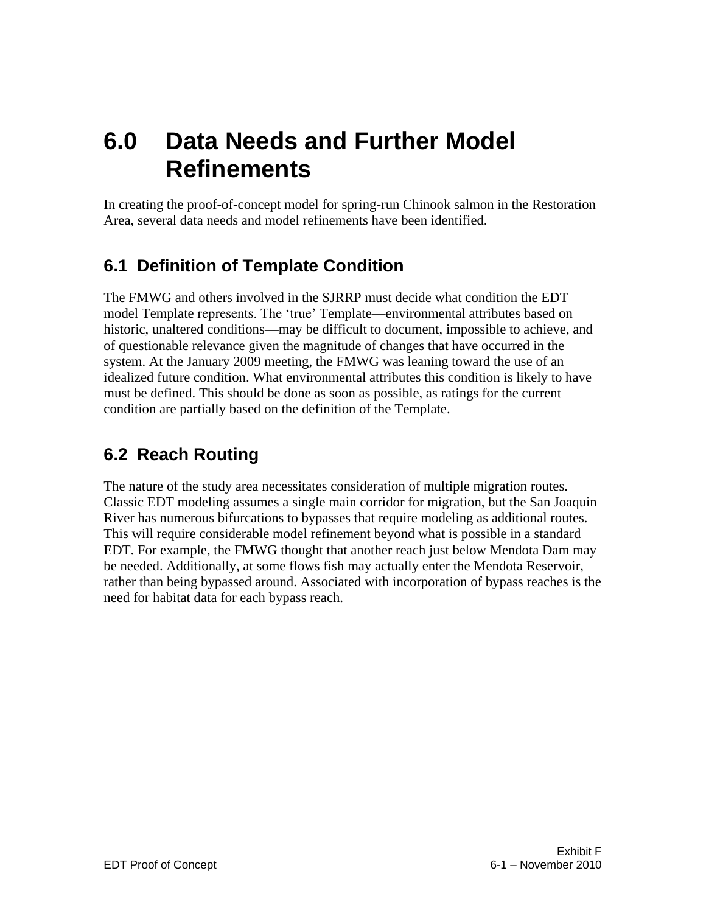# 6.0 Data Needs and Further Model Refinements

In creating the proof-of-concept model for spring-run Chinook salmon in the Restoration Area, several data needs and model refinements have been identified.

## 6.1 Definition of Template Condition

The FMWG and others involved in the SJRRP must decide what condition the EDT model Template represents. The 'true' Template—environmental attributes based on historic, unaltered conditions—may be difficult to document, impossible to achieve, and of questionable relevance given the magnitude of changes that have occurred in the system. At the January 2009 meeting, the FMWG was leaning toward the use of an idealized future condition. What environmental attributes this condition is likely to have must be defined. This should be done as soon as possible, as ratings for the current condition are partially based on the definition of the Template.

## 6.2 Reach Routing

The nature of the study area necessitates consideration of multiple migration routes. Classic EDT modeling assumes a single main corridor for migration, but the San Joaquin River has numerous bifurcations to bypasses that require modeling as additional routes. This will require considerable model refinement beyond what is possible in a standard EDT. For example, the FMWG thought that another reach just below Mendota Dam may be needed. Additionally, at some flows fish may actually enter the Mendota Reservoir, rather than being bypassed around. Associated with incorporation of bypass reaches is the need for habitat data for each bypass reach.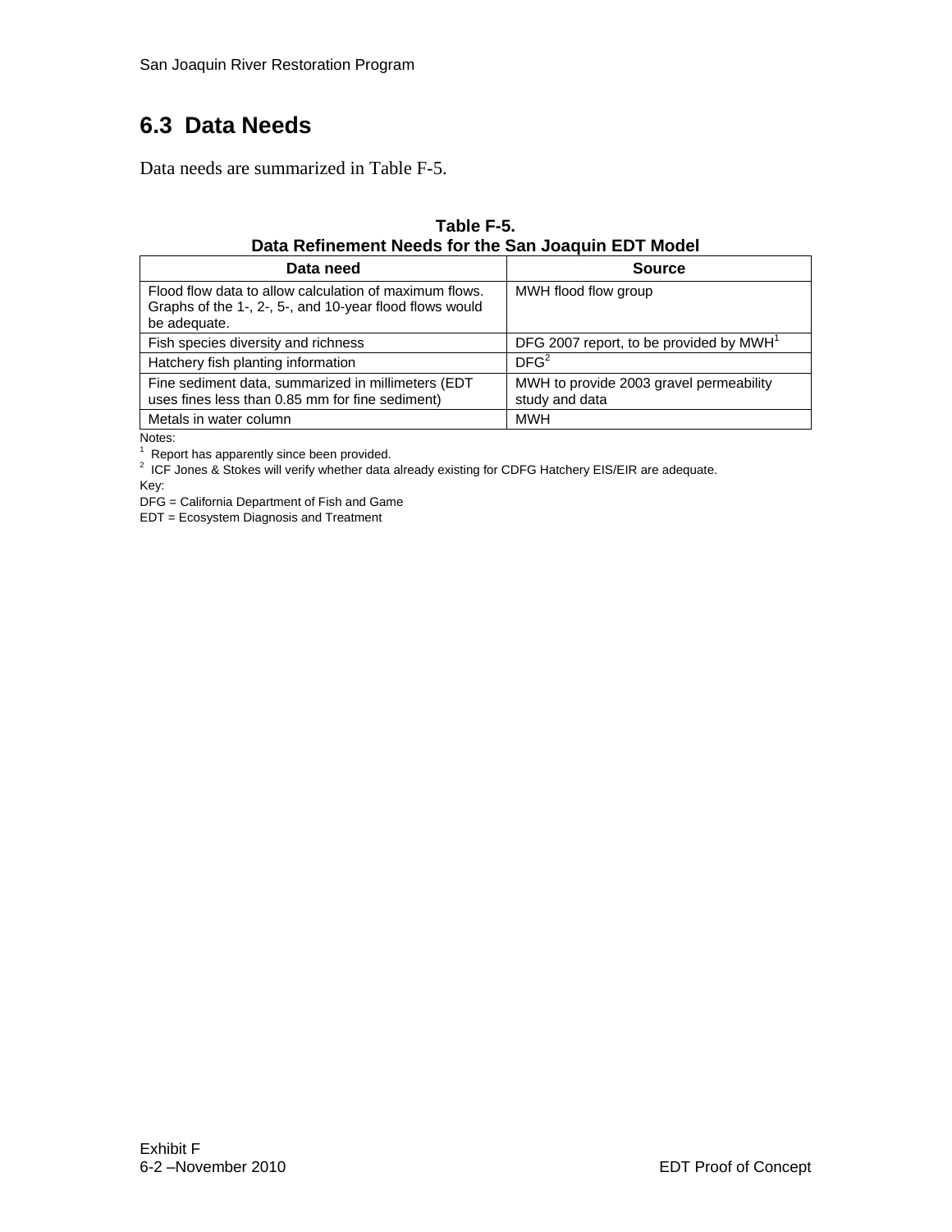## 6.3 Data Needs

Data needs are summarized in Table F-5.

**Table F-5.**
**Data Refinement Needs for the San Joaquin EDT Model**

| Data need | Source |
|---|---|
| Flood flow data to allow calculation of maximum flows. Graphs of the 1-, 2-, 5-, and 10-year flood flows would be adequate. | MWH flood flow group |
| Fish species diversity and richness | DFG 2007 report, to be provided by MWH[1] |
| Hatchery fish planting information | DFG[2] |
| Fine sediment data, summarized in millimeters (EDT uses fines less than 0.85 mm for fine sediment) | MWH to provide 2003 gravel permeability study and data |
| Metals in water column | MWH |

Notes:

[1] Report has apparently since been provided.

[2] ICF Jones & Stokes will verify whether data already existing for CDFG Hatchery EIS/EIR are adequate.

Key:

DFG = California Department of Fish and Game

EDT = Ecosystem Diagnosis and Treatment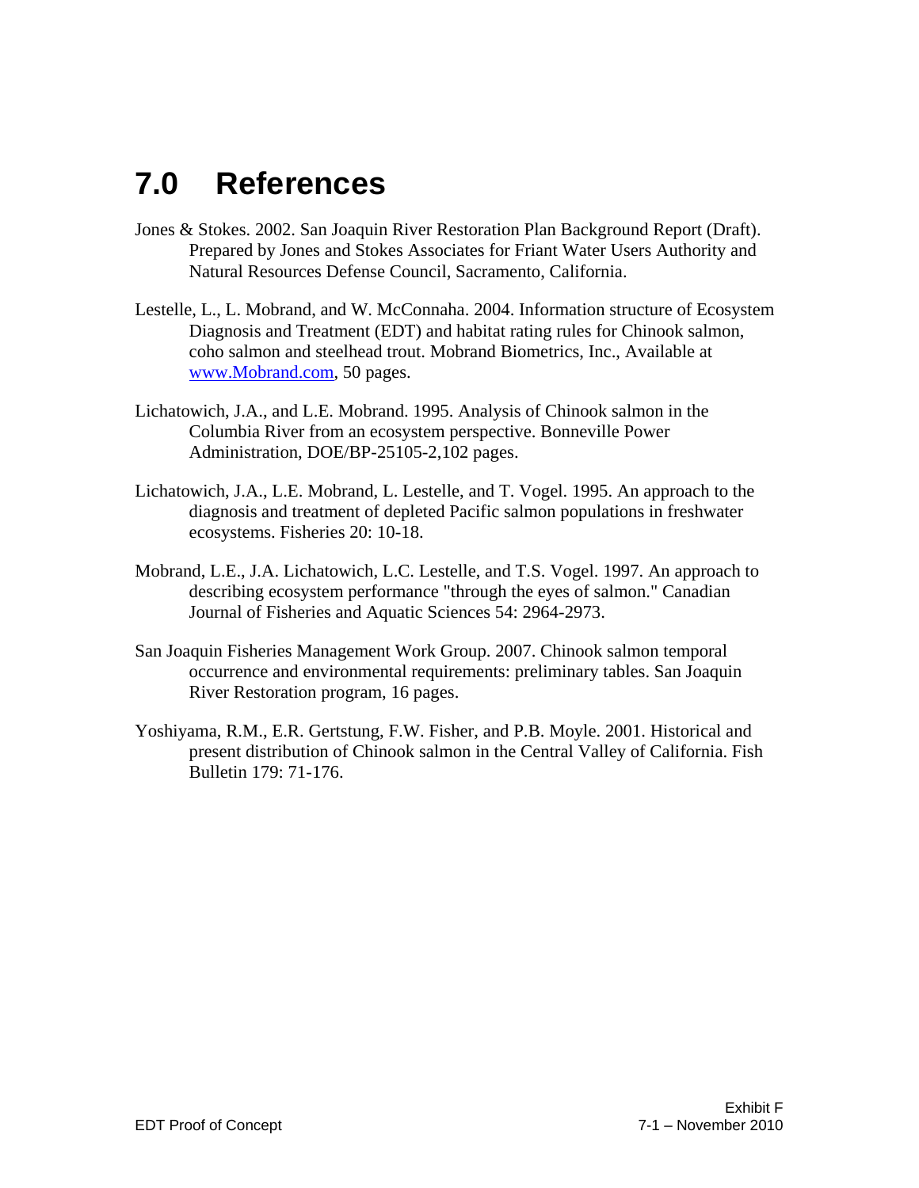# 7.0 References

Jones & Stokes. 2002. San Joaquin River Restoration Plan Background Report (Draft). Prepared by Jones and Stokes Associates for Friant Water Users Authority and Natural Resources Defense Council, Sacramento, California.

Lestelle, L., L. Mobrand, and W. McConnaha. 2004. Information structure of Ecosystem Diagnosis and Treatment (EDT) and habitat rating rules for Chinook salmon, coho salmon and steelhead trout. Mobrand Biometrics, Inc., Available at www.Mobrand.com, 50 pages.

Lichatowich, J.A., and L.E. Mobrand. 1995. Analysis of Chinook salmon in the Columbia River from an ecosystem perspective. Bonneville Power Administration, DOE/BP-25105-2,102 pages.

Lichatowich, J.A., L.E. Mobrand, L. Lestelle, and T. Vogel. 1995. An approach to the diagnosis and treatment of depleted Pacific salmon populations in freshwater ecosystems. Fisheries 20: 10-18.

Mobrand, L.E., J.A. Lichatowich, L.C. Lestelle, and T.S. Vogel. 1997. An approach to describing ecosystem performance "through the eyes of salmon." Canadian Journal of Fisheries and Aquatic Sciences 54: 2964-2973.

San Joaquin Fisheries Management Work Group. 2007. Chinook salmon temporal occurrence and environmental requirements: preliminary tables. San Joaquin River Restoration program, 16 pages.

Yoshiyama, R.M., E.R. Gertstung, F.W. Fisher, and P.B. Moyle. 2001. Historical and present distribution of Chinook salmon in the Central Valley of California. Fish Bulletin 179: 71-176.